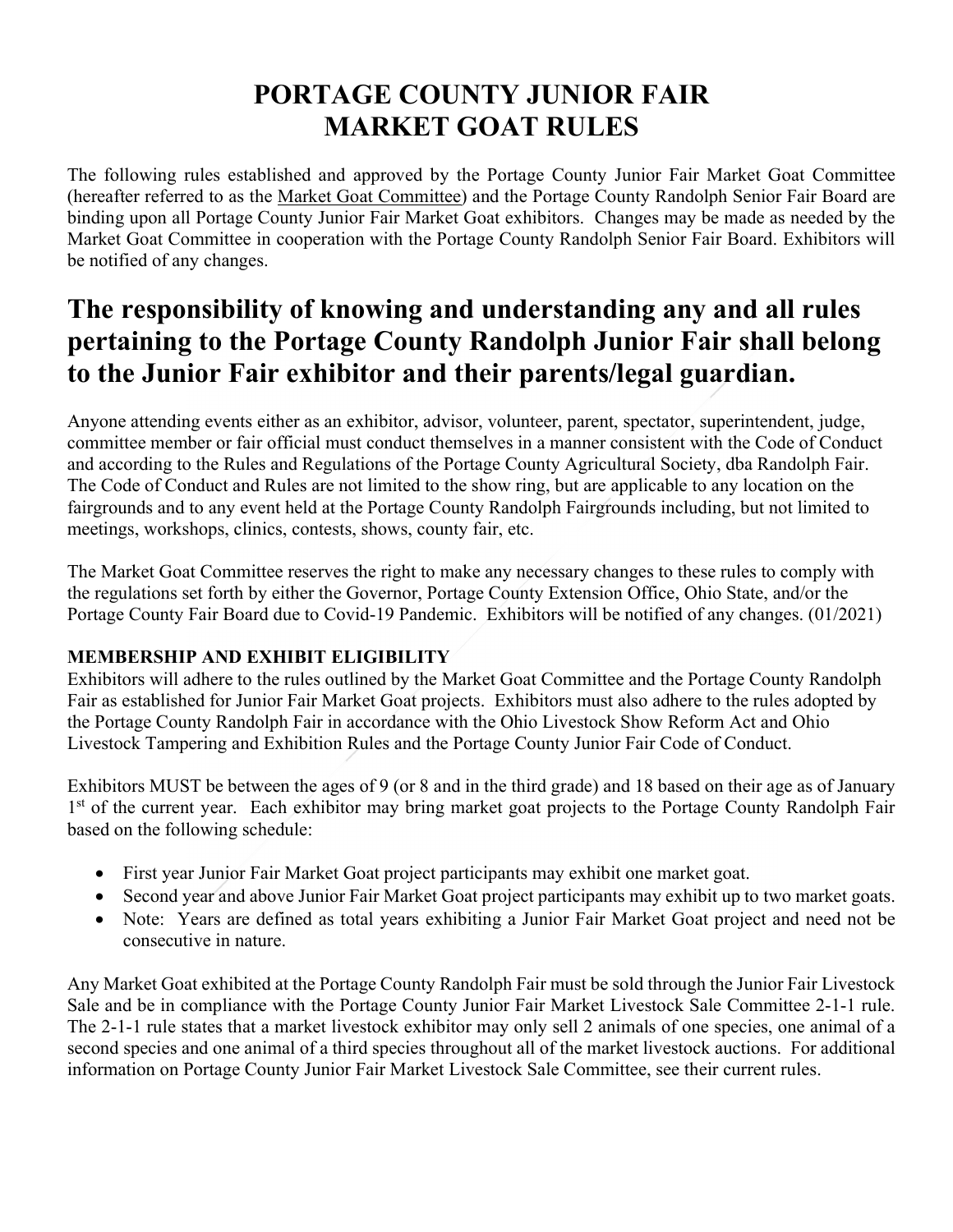# PORTAGE COUNTY JUNIOR FAIR
# MARKET GOAT RULES

The following rules established and approved by the Portage County Junior Fair Market Goat Committee (hereafter referred to as the Market Goat Committee) and the Portage County Randolph Senior Fair Board are binding upon all Portage County Junior Fair Market Goat exhibitors. Changes may be made as needed by the Market Goat Committee in cooperation with the Portage County Randolph Senior Fair Board. Exhibitors will be notified of any changes.

## The responsibility of knowing and understanding any and all rules pertaining to the Portage County Randolph Junior Fair shall belong to the Junior Fair exhibitor and their parents/legal guardian.

Anyone attending events either as an exhibitor, advisor, volunteer, parent, spectator, superintendent, judge, committee member or fair official must conduct themselves in a manner consistent with the Code of Conduct and according to the Rules and Regulations of the Portage County Agricultural Society, dba Randolph Fair. The Code of Conduct and Rules are not limited to the show ring, but are applicable to any location on the fairgrounds and to any event held at the Portage County Randolph Fairgrounds including, but not limited to meetings, workshops, clinics, contests, shows, county fair, etc.

The Market Goat Committee reserves the right to make any necessary changes to these rules to comply with the regulations set forth by either the Governor, Portage County Extension Office, Ohio State, and/or the Portage County Fair Board due to Covid-19 Pandemic. Exhibitors will be notified of any changes. (01/2021)

### MEMBERSHIP AND EXHIBIT ELIGIBILITY

Exhibitors will adhere to the rules outlined by the Market Goat Committee and the Portage County Randolph Fair as established for Junior Fair Market Goat projects. Exhibitors must also adhere to the rules adopted by the Portage County Randolph Fair in accordance with the Ohio Livestock Show Reform Act and Ohio Livestock Tampering and Exhibition Rules and the Portage County Junior Fair Code of Conduct.

Exhibitors MUST be between the ages of 9 (or 8 and in the third grade) and 18 based on their age as of January 1st of the current year. Each exhibitor may bring market goat projects to the Portage County Randolph Fair based on the following schedule:

- First year Junior Fair Market Goat project participants may exhibit one market goat.
- Second year and above Junior Fair Market Goat project participants may exhibit up to two market goats.
- Note: Years are defined as total years exhibiting a Junior Fair Market Goat project and need not be consecutive in nature.

Any Market Goat exhibited at the Portage County Randolph Fair must be sold through the Junior Fair Livestock Sale and be in compliance with the Portage County Junior Fair Market Livestock Sale Committee 2-1-1 rule. The 2-1-1 rule states that a market livestock exhibitor may only sell 2 animals of one species, one animal of a second species and one animal of a third species throughout all of the market livestock auctions. For additional information on Portage County Junior Fair Market Livestock Sale Committee, see their current rules.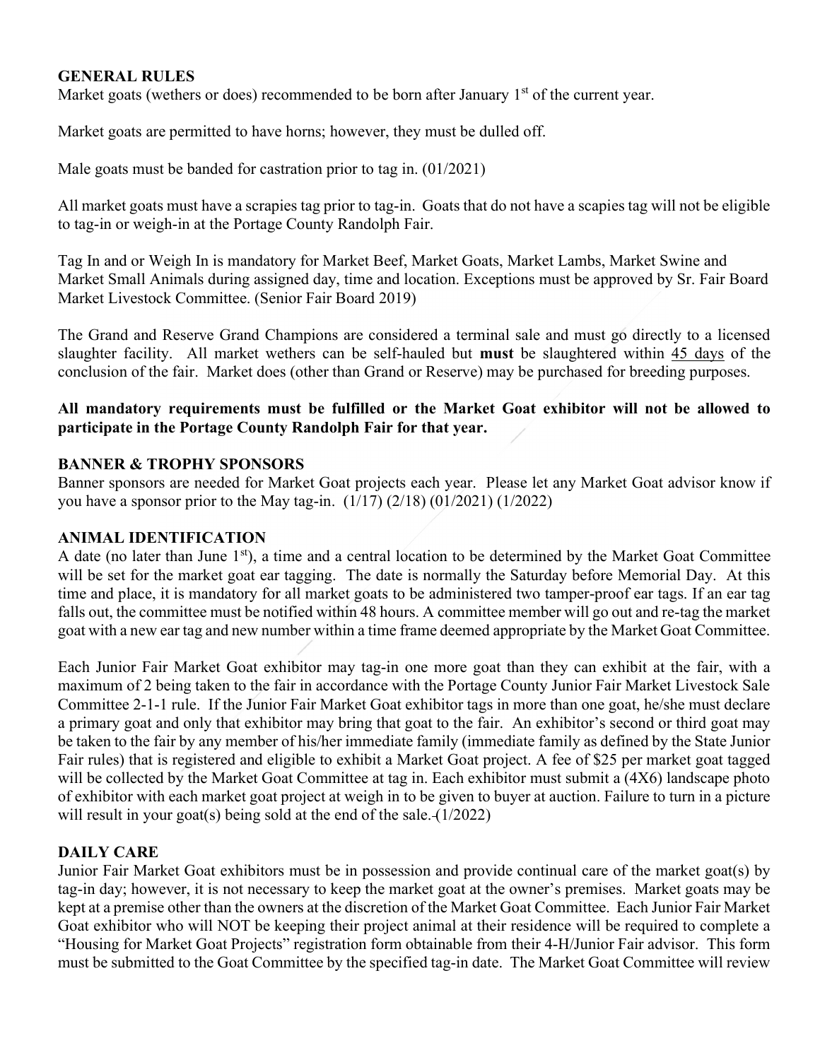### GENERAL RULES

Market goats (wethers or does) recommended to be born after January 1st of the current year.

Market goats are permitted to have horns; however, they must be dulled off.

Male goats must be banded for castration prior to tag in. (01/2021)

All market goats must have a scrapies tag prior to tag-in. Goats that do not have a scapies tag will not be eligible to tag-in or weigh-in at the Portage County Randolph Fair.

Tag In and or Weigh In is mandatory for Market Beef, Market Goats, Market Lambs, Market Swine and Market Small Animals during assigned day, time and location. Exceptions must be approved by Sr. Fair Board Market Livestock Committee. (Senior Fair Board 2019)

The Grand and Reserve Grand Champions are considered a terminal sale and must go directly to a licensed slaughter facility. All market wethers can be self-hauled but **must** be slaughtered within 45 days of the conclusion of the fair. Market does (other than Grand or Reserve) may be purchased for breeding purposes.

**All mandatory requirements must be fulfilled or the Market Goat exhibitor will not be allowed to participate in the Portage County Randolph Fair for that year.**

### BANNER & TROPHY SPONSORS

Banner sponsors are needed for Market Goat projects each year. Please let any Market Goat advisor know if you have a sponsor prior to the May tag-in. (1/17) (2/18) (01/2021) (1/2022)

### ANIMAL IDENTIFICATION

A date (no later than June 1st), a time and a central location to be determined by the Market Goat Committee will be set for the market goat ear tagging. The date is normally the Saturday before Memorial Day. At this time and place, it is mandatory for all market goats to be administered two tamper-proof ear tags. If an ear tag falls out, the committee must be notified within 48 hours. A committee member will go out and re-tag the market goat with a new ear tag and new number within a time frame deemed appropriate by the Market Goat Committee.

Each Junior Fair Market Goat exhibitor may tag-in one more goat than they can exhibit at the fair, with a maximum of 2 being taken to the fair in accordance with the Portage County Junior Fair Market Livestock Sale Committee 2-1-1 rule. If the Junior Fair Market Goat exhibitor tags in more than one goat, he/she must declare a primary goat and only that exhibitor may bring that goat to the fair. An exhibitor's second or third goat may be taken to the fair by any member of his/her immediate family (immediate family as defined by the State Junior Fair rules) that is registered and eligible to exhibit a Market Goat project. A fee of $25 per market goat tagged will be collected by the Market Goat Committee at tag in. Each exhibitor must submit a (4X6) landscape photo of exhibitor with each market goat project at weigh in to be given to buyer at auction. Failure to turn in a picture will result in your goat(s) being sold at the end of the sale. (1/2022)

### DAILY CARE

Junior Fair Market Goat exhibitors must be in possession and provide continual care of the market goat(s) by tag-in day; however, it is not necessary to keep the market goat at the owner's premises. Market goats may be kept at a premise other than the owners at the discretion of the Market Goat Committee. Each Junior Fair Market Goat exhibitor who will NOT be keeping their project animal at their residence will be required to complete a "Housing for Market Goat Projects" registration form obtainable from their 4-H/Junior Fair advisor. This form must be submitted to the Goat Committee by the specified tag-in date. The Market Goat Committee will review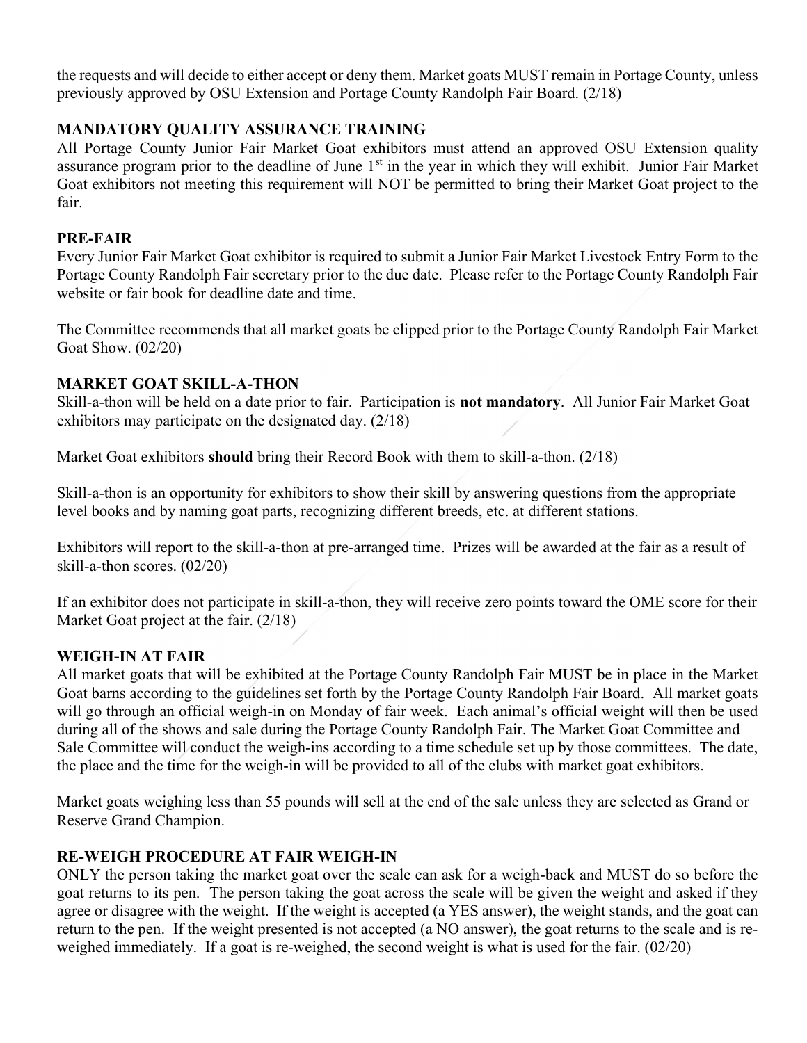the requests and will decide to either accept or deny them. Market goats MUST remain in Portage County, unless previously approved by OSU Extension and Portage County Randolph Fair Board. (2/18)

## MANDATORY QUALITY ASSURANCE TRAINING

All Portage County Junior Fair Market Goat exhibitors must attend an approved OSU Extension quality assurance program prior to the deadline of June 1st in the year in which they will exhibit. Junior Fair Market Goat exhibitors not meeting this requirement will NOT be permitted to bring their Market Goat project to the fair.

## PRE-FAIR

Every Junior Fair Market Goat exhibitor is required to submit a Junior Fair Market Livestock Entry Form to the Portage County Randolph Fair secretary prior to the due date. Please refer to the Portage County Randolph Fair website or fair book for deadline date and time.

The Committee recommends that all market goats be clipped prior to the Portage County Randolph Fair Market Goat Show. (02/20)

## MARKET GOAT SKILL-A-THON

Skill-a-thon will be held on a date prior to fair. Participation is **not mandatory**. All Junior Fair Market Goat exhibitors may participate on the designated day. (2/18)

Market Goat exhibitors **should** bring their Record Book with them to skill-a-thon. (2/18)

Skill-a-thon is an opportunity for exhibitors to show their skill by answering questions from the appropriate level books and by naming goat parts, recognizing different breeds, etc. at different stations.

Exhibitors will report to the skill-a-thon at pre-arranged time. Prizes will be awarded at the fair as a result of skill-a-thon scores. (02/20)

If an exhibitor does not participate in skill-a-thon, they will receive zero points toward the OME score for their Market Goat project at the fair. (2/18)

## WEIGH-IN AT FAIR

All market goats that will be exhibited at the Portage County Randolph Fair MUST be in place in the Market Goat barns according to the guidelines set forth by the Portage County Randolph Fair Board. All market goats will go through an official weigh-in on Monday of fair week. Each animal's official weight will then be used during all of the shows and sale during the Portage County Randolph Fair. The Market Goat Committee and Sale Committee will conduct the weigh-ins according to a time schedule set up by those committees. The date, the place and the time for the weigh-in will be provided to all of the clubs with market goat exhibitors.

Market goats weighing less than 55 pounds will sell at the end of the sale unless they are selected as Grand or Reserve Grand Champion.

## RE-WEIGH PROCEDURE AT FAIR WEIGH-IN

ONLY the person taking the market goat over the scale can ask for a weigh-back and MUST do so before the goat returns to its pen. The person taking the goat across the scale will be given the weight and asked if they agree or disagree with the weight. If the weight is accepted (a YES answer), the weight stands, and the goat can return to the pen. If the weight presented is not accepted (a NO answer), the goat returns to the scale and is re-weighed immediately. If a goat is re-weighed, the second weight is what is used for the fair. (02/20)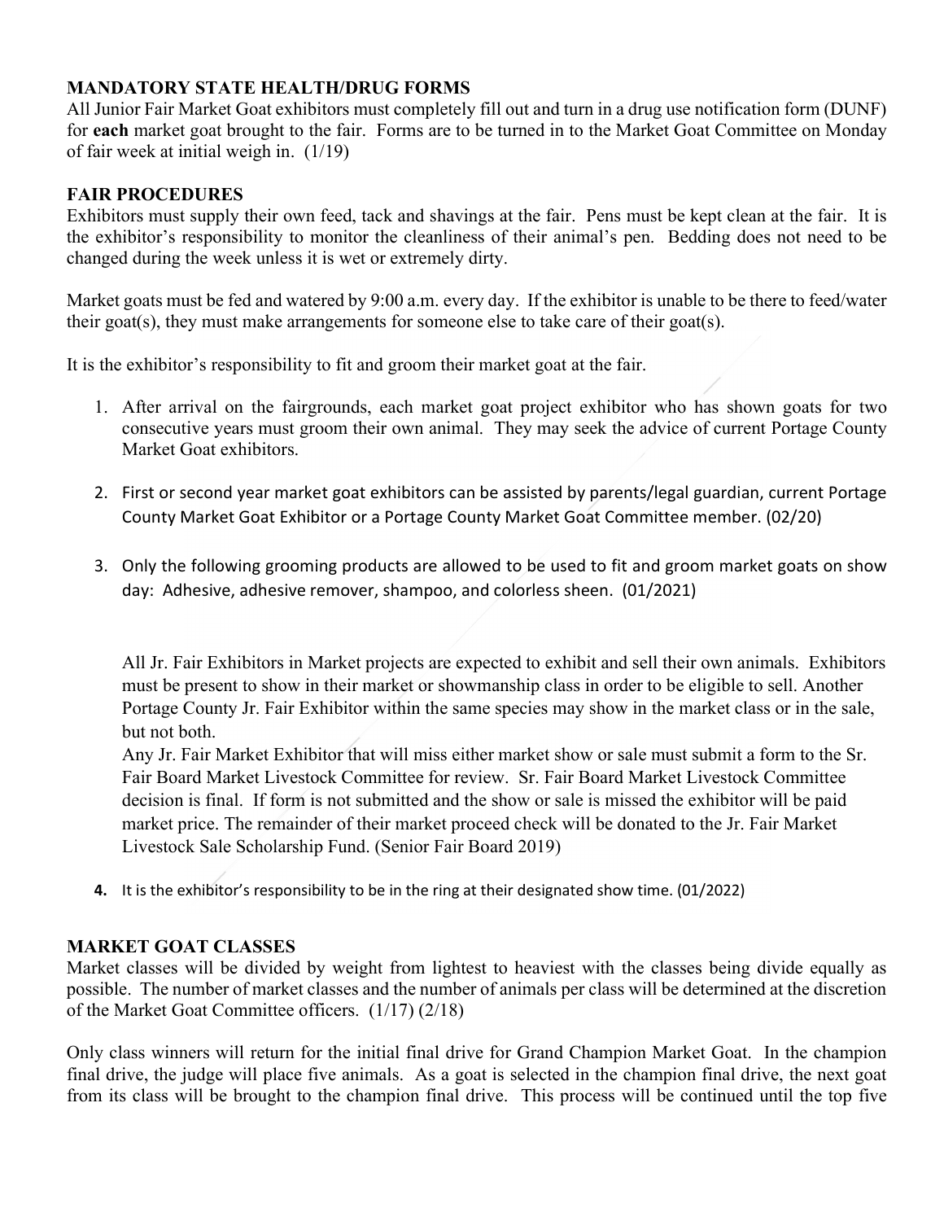### MANDATORY STATE HEALTH/DRUG FORMS

All Junior Fair Market Goat exhibitors must completely fill out and turn in a drug use notification form (DUNF) for **each** market goat brought to the fair. Forms are to be turned in to the Market Goat Committee on Monday of fair week at initial weigh in. (1/19)

### FAIR PROCEDURES

Exhibitors must supply their own feed, tack and shavings at the fair. Pens must be kept clean at the fair. It is the exhibitor's responsibility to monitor the cleanliness of their animal's pen. Bedding does not need to be changed during the week unless it is wet or extremely dirty.

Market goats must be fed and watered by 9:00 a.m. every day. If the exhibitor is unable to be there to feed/water their goat(s), they must make arrangements for someone else to take care of their goat(s).

It is the exhibitor's responsibility to fit and groom their market goat at the fair.

1. After arrival on the fairgrounds, each market goat project exhibitor who has shown goats for two consecutive years must groom their own animal. They may seek the advice of current Portage County Market Goat exhibitors.
2. First or second year market goat exhibitors can be assisted by parents/legal guardian, current Portage County Market Goat Exhibitor or a Portage County Market Goat Committee member. (02/20)
3. Only the following grooming products are allowed to be used to fit and groom market goats on show day: Adhesive, adhesive remover, shampoo, and colorless sheen. (01/2021)

   All Jr. Fair Exhibitors in Market projects are expected to exhibit and sell their own animals. Exhibitors must be present to show in their market or showmanship class in order to be eligible to sell. Another Portage County Jr. Fair Exhibitor within the same species may show in the market class or in the sale, but not both.
   Any Jr. Fair Market Exhibitor that will miss either market show or sale must submit a form to the Sr. Fair Board Market Livestock Committee for review. Sr. Fair Board Market Livestock Committee decision is final. If form is not submitted and the show or sale is missed the exhibitor will be paid market price. The remainder of their market proceed check will be donated to the Jr. Fair Market Livestock Sale Scholarship Fund. (Senior Fair Board 2019)

4. It is the exhibitor's responsibility to be in the ring at their designated show time. (01/2022)

### MARKET GOAT CLASSES

Market classes will be divided by weight from lightest to heaviest with the classes being divide equally as possible. The number of market classes and the number of animals per class will be determined at the discretion of the Market Goat Committee officers. (1/17) (2/18)

Only class winners will return for the initial final drive for Grand Champion Market Goat. In the champion final drive, the judge will place five animals. As a goat is selected in the champion final drive, the next goat from its class will be brought to the champion final drive. This process will be continued until the top five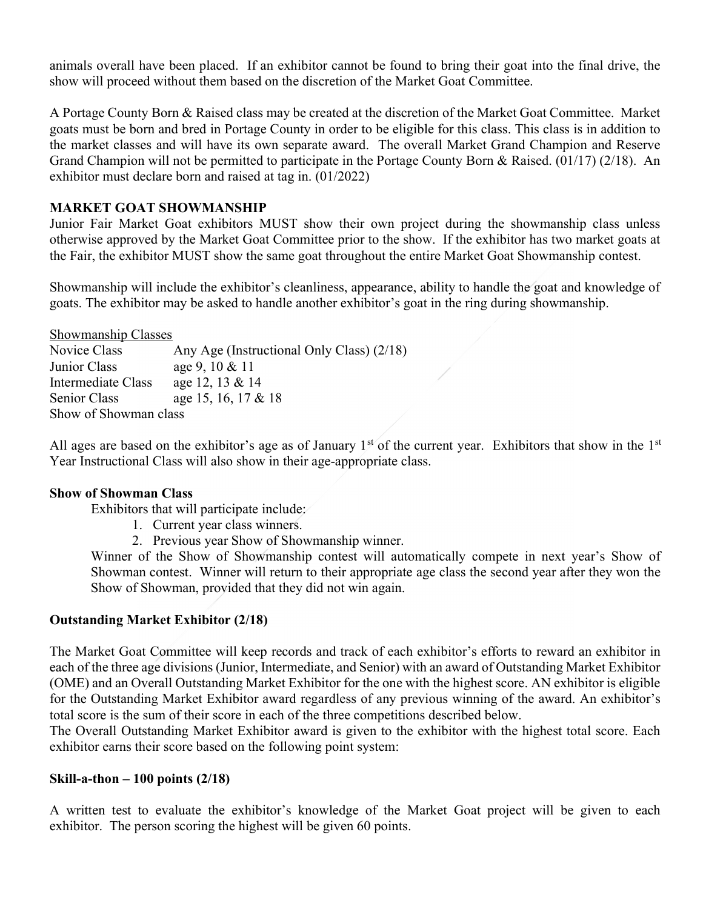animals overall have been placed. If an exhibitor cannot be found to bring their goat into the final drive, the show will proceed without them based on the discretion of the Market Goat Committee.

A Portage County Born & Raised class may be created at the discretion of the Market Goat Committee. Market goats must be born and bred in Portage County in order to be eligible for this class. This class is in addition to the market classes and will have its own separate award. The overall Market Grand Champion and Reserve Grand Champion will not be permitted to participate in the Portage County Born & Raised. (01/17) (2/18). An exhibitor must declare born and raised at tag in. (01/2022)

## MARKET GOAT SHOWMANSHIP

Junior Fair Market Goat exhibitors MUST show their own project during the showmanship class unless otherwise approved by the Market Goat Committee prior to the show. If the exhibitor has two market goats at the Fair, the exhibitor MUST show the same goat throughout the entire Market Goat Showmanship contest.

Showmanship will include the exhibitor's cleanliness, appearance, ability to handle the goat and knowledge of goats. The exhibitor may be asked to handle another exhibitor's goat in the ring during showmanship.

Showmanship Classes

| | |
|---|---|
| Novice Class | Any Age (Instructional Only Class) (2/18) |
| Junior Class | age 9, 10 & 11 |
| Intermediate Class | age 12, 13 & 14 |
| Senior Class | age 15, 16, 17 & 18 |
| Show of Showman class | |

All ages are based on the exhibitor's age as of January 1st of the current year. Exhibitors that show in the 1st Year Instructional Class will also show in their age-appropriate class.

### Show of Showman Class

Exhibitors that will participate include:

1. Current year class winners.
2. Previous year Show of Showmanship winner.

Winner of the Show of Showmanship contest will automatically compete in next year's Show of Showman contest. Winner will return to their appropriate age class the second year after they won the Show of Showman, provided that they did not win again.

### Outstanding Market Exhibitor (2/18)

The Market Goat Committee will keep records and track of each exhibitor's efforts to reward an exhibitor in each of the three age divisions (Junior, Intermediate, and Senior) with an award of Outstanding Market Exhibitor (OME) and an Overall Outstanding Market Exhibitor for the one with the highest score. AN exhibitor is eligible for the Outstanding Market Exhibitor award regardless of any previous winning of the award. An exhibitor's total score is the sum of their score in each of the three competitions described below.
The Overall Outstanding Market Exhibitor award is given to the exhibitor with the highest total score. Each exhibitor earns their score based on the following point system:

### Skill-a-thon – 100 points (2/18)

A written test to evaluate the exhibitor's knowledge of the Market Goat project will be given to each exhibitor. The person scoring the highest will be given 60 points.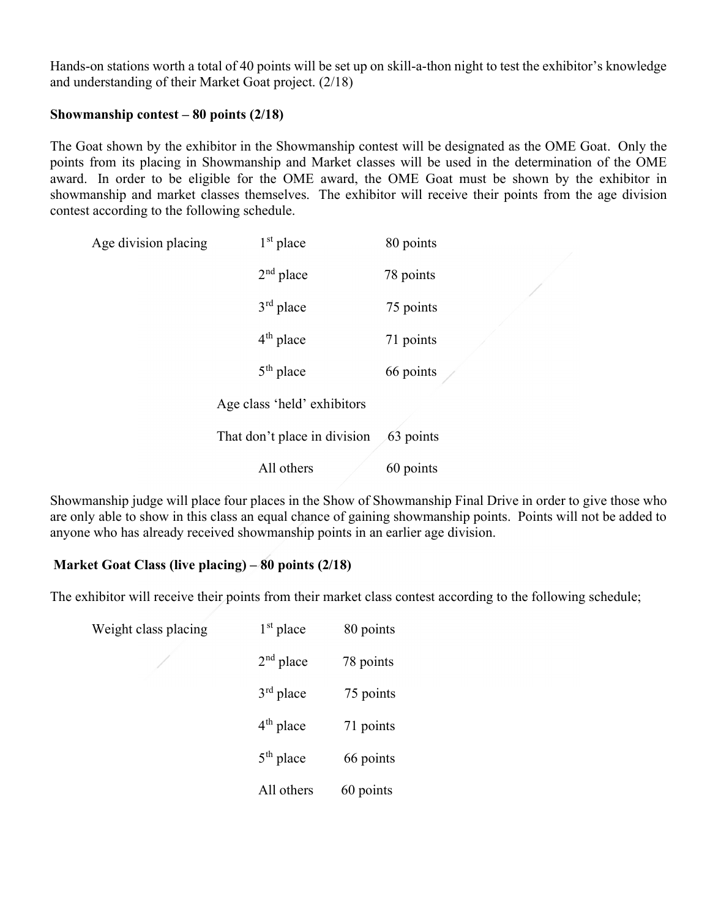Hands-on stations worth a total of 40 points will be set up on skill-a-thon night to test the exhibitor's knowledge and understanding of their Market Goat project. (2/18)

**Showmanship contest – 80 points (2/18)**

The Goat shown by the exhibitor in the Showmanship contest will be designated as the OME Goat. Only the points from its placing in Showmanship and Market classes will be used in the determination of the OME award. In order to be eligible for the OME award, the OME Goat must be shown by the exhibitor in showmanship and market classes themselves. The exhibitor will receive their points from the age division contest according to the following schedule.

| Age division placing | | |
|---|---|---|
| | 1st place | 80 points |
| | 2nd place | 78 points |
| | 3rd place | 75 points |
| | 4th place | 71 points |
| | 5th place | 66 points |
| | Age class 'held' exhibitors That don't place in division | 63 points |
| | All others | 60 points |

Showmanship judge will place four places in the Show of Showmanship Final Drive in order to give those who are only able to show in this class an equal chance of gaining showmanship points. Points will not be added to anyone who has already received showmanship points in an earlier age division.

**Market Goat Class (live placing) – 80 points (2/18)**

The exhibitor will receive their points from their market class contest according to the following schedule;

| Weight class placing | | |
|---|---|---|
| | 1st place | 80 points |
| | 2nd place | 78 points |
| | 3rd place | 75 points |
| | 4th place | 71 points |
| | 5th place | 66 points |
| | All others | 60 points |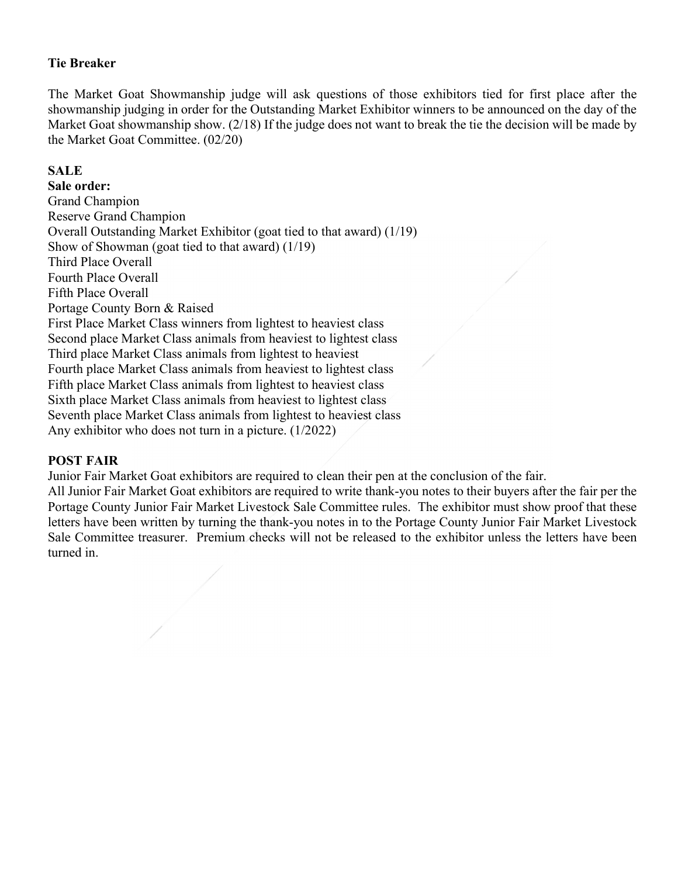**Tie Breaker**

The Market Goat Showmanship judge will ask questions of those exhibitors tied for first place after the showmanship judging in order for the Outstanding Market Exhibitor winners to be announced on the day of the Market Goat showmanship show. (2/18) If the judge does not want to break the tie the decision will be made by the Market Goat Committee. (02/20)

**SALE**

**Sale order:**

Grand Champion
Reserve Grand Champion
Overall Outstanding Market Exhibitor (goat tied to that award) (1/19)
Show of Showman (goat tied to that award) (1/19)
Third Place Overall
Fourth Place Overall
Fifth Place Overall
Portage County Born & Raised
First Place Market Class winners from lightest to heaviest class
Second place Market Class animals from heaviest to lightest class
Third place Market Class animals from lightest to heaviest
Fourth place Market Class animals from heaviest to lightest class
Fifth place Market Class animals from lightest to heaviest class
Sixth place Market Class animals from heaviest to lightest class
Seventh place Market Class animals from lightest to heaviest class
Any exhibitor who does not turn in a picture. (1/2022)

**POST FAIR**

Junior Fair Market Goat exhibitors are required to clean their pen at the conclusion of the fair.
All Junior Fair Market Goat exhibitors are required to write thank-you notes to their buyers after the fair per the Portage County Junior Fair Market Livestock Sale Committee rules. The exhibitor must show proof that these letters have been written by turning the thank-you notes in to the Portage County Junior Fair Market Livestock Sale Committee treasurer. Premium checks will not be released to the exhibitor unless the letters have been turned in.